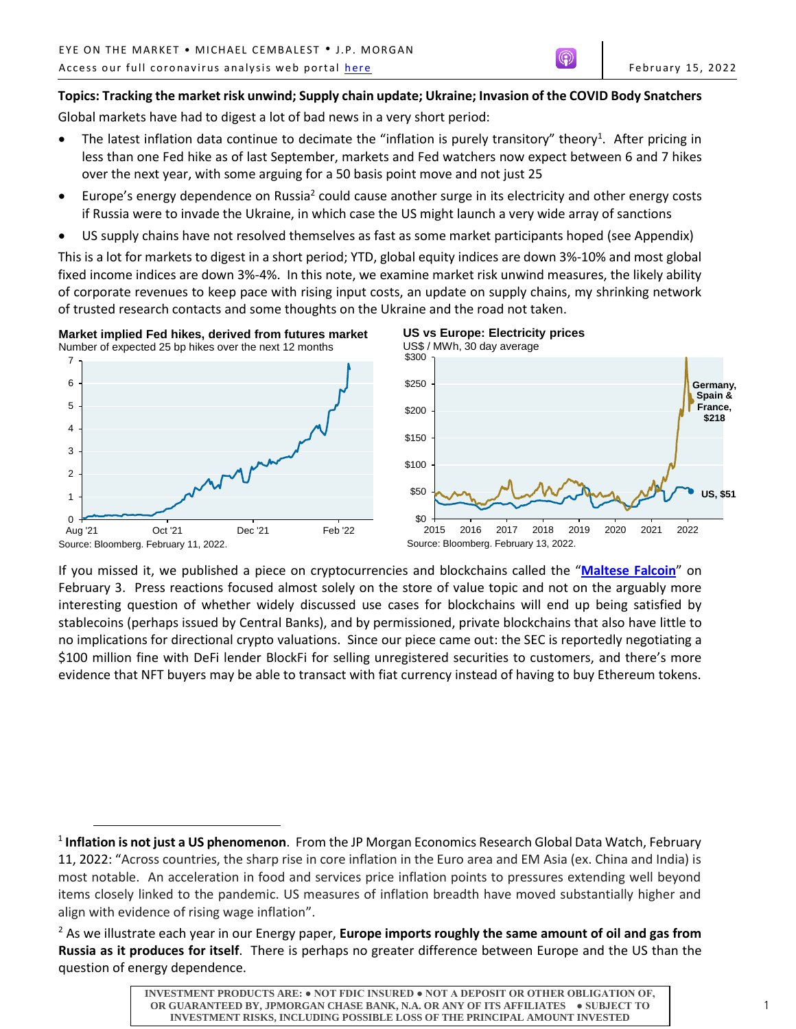EYE ON THE MARKET • MICHAEL CEMBALEST • J.P. MORGAN

Access our full coronavirus analysis web portal [here](#)

February 15, 2022

**Topics: Tracking the market risk unwind; Supply chain update; Ukraine; Invasion of the COVID Body Snatchers**

Global markets have had to digest a lot of bad news in a very short period:

- The latest inflation data continue to decimate the "inflation is purely transitory" theory[1]. After pricing in less than one Fed hike as of last September, markets and Fed watchers now expect between 6 and 7 hikes over the next year, with some arguing for a 50 basis point move and not just 25
- Europe's energy dependence on Russia[2] could cause another surge in its electricity and other energy costs if Russia were to invade the Ukraine, in which case the US might launch a very wide array of sanctions
- US supply chains have not resolved themselves as fast as some market participants hoped (see Appendix)

This is a lot for markets to digest in a short period; YTD, global equity indices are down 3%-10% and most global fixed income indices are down 3%-4%. In this note, we examine market risk unwind measures, the likely ability of corporate revenues to keep pace with rising input costs, an update on supply chains, my shrinking network of trusted research contacts and some thoughts on the Ukraine and the road not taken.

**Market implied Fed hikes, derived from futures market**
Number of expected 25 bp hikes over the next 12 months

Source: Bloomberg. February 11, 2022.

**US vs Europe: Electricity prices**
US$ / MWh, 30 day average

Germany, Spain & France, $218
US, $51

Source: Bloomberg. February 13, 2022.

If you missed it, we published a piece on cryptocurrencies and blockchains called the "[**Maltese Falcon**](#)" on February 3. Press reactions focused almost solely on the store of value topic and not on the arguably more interesting question of whether widely discussed use cases for blockchains will end up being satisfied by stablecoins (perhaps issued by Central Banks), and by permissioned, private blockchains that also have little to no implications for directional crypto valuations. Since our piece came out: the SEC is reportedly negotiating a $100 million fine with DeFi lender BlockFi for selling unregistered securities to customers, and there's more evidence that NFT buyers may be able to transact with fiat currency instead of having to buy Ethereum tokens.

[1] **Inflation is not just a US phenomenon**. From the JP Morgan Economics Research Global Data Watch, February 11, 2022: "Across countries, the sharp rise in core inflation in the Euro area and EM Asia (ex. China and India) is most notable. An acceleration in food and services price inflation points to pressures extending well beyond items closely linked to the pandemic. US measures of inflation breadth have moved substantially higher and align with evidence of rising wage inflation".

[2] As we illustrate each year in our Energy paper, **Europe imports roughly the same amount of oil and gas from Russia as it produces for itself**. There is perhaps no greater difference between Europe and the US than the question of energy dependence.

INVESTMENT PRODUCTS ARE: • NOT FDIC INSURED • NOT A DEPOSIT OR OTHER OBLIGATION OF, OR GUARANTEED BY, JPMORGAN CHASE BANK, N.A. OR ANY OF ITS AFFILIATES • SUBJECT TO INVESTMENT RISKS, INCLUDING POSSIBLE LOSS OF THE PRINCIPAL AMOUNT INVESTED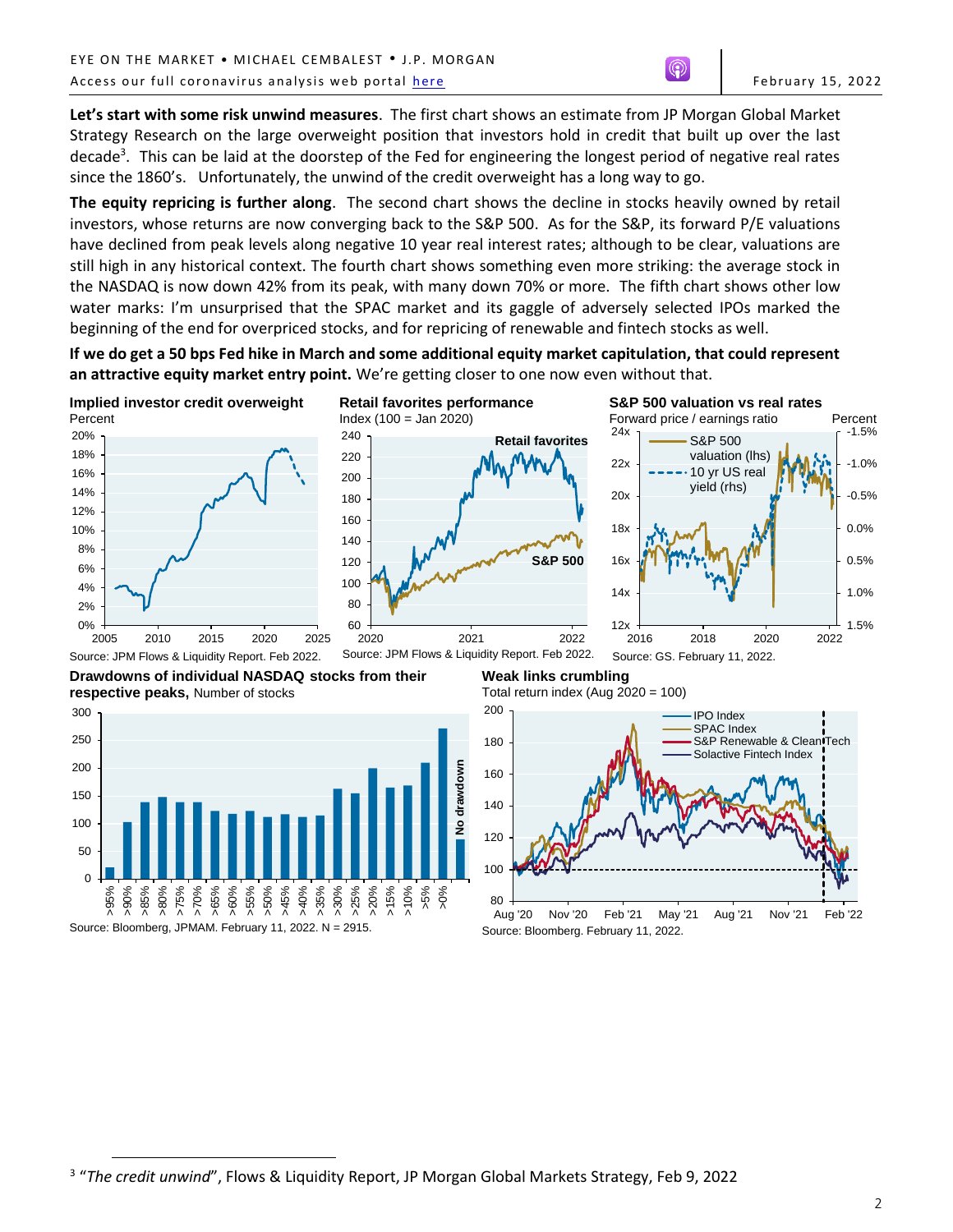**Let's start with some risk unwind measures**. The first chart shows an estimate from JP Morgan Global Market Strategy Research on the large overweight position that investors hold in credit that built up over the last decade[3]. This can be laid at the doorstep of the Fed for engineering the longest period of negative real rates since the 1860's. Unfortunately, the unwind of the credit overweight has a long way to go.

**The equity repricing is further along**. The second chart shows the decline in stocks heavily owned by retail investors, whose returns are now converging back to the S&P 500. As for the S&P, its forward P/E valuations have declined from peak levels along negative 10 year real interest rates; although to be clear, valuations are still high in any historical context. The fourth chart shows something even more striking: the average stock in the NASDAQ is now down 42% from its peak, with many down 70% or more. The fifth chart shows other low water marks: I'm unsurprised that the SPAC market and its gaggle of adversely selected IPOs marked the beginning of the end for overpriced stocks, and for repricing of renewable and fintech stocks as well.

**If we do get a 50 bps Fed hike in March and some additional equity market capitulation, that could represent an attractive equity market entry point.** We're getting closer to one now even without that.

**Implied investor credit overweight**
Percent

Source: JPM Flows & Liquidity Report. Feb 2022.

**Retail favorites performance**
Index (100 = Jan 2020)

Source: JPM Flows & Liquidity Report. Feb 2022.

**S&P 500 valuation vs real rates**
Forward price / earnings ratio

Source: GS. February 11, 2022.

**Drawdowns of individual NASDAQ stocks from their respective peaks,** Number of stocks

Source: Bloomberg, JPMAM. February 11, 2022. N = 2915.

**Weak links crumbling**
Total return index (Aug 2020 = 100)

Source: Bloomberg. February 11, 2022.

---

[3] "*The credit unwind*", Flows & Liquidity Report, JP Morgan Global Markets Strategy, Feb 9, 2022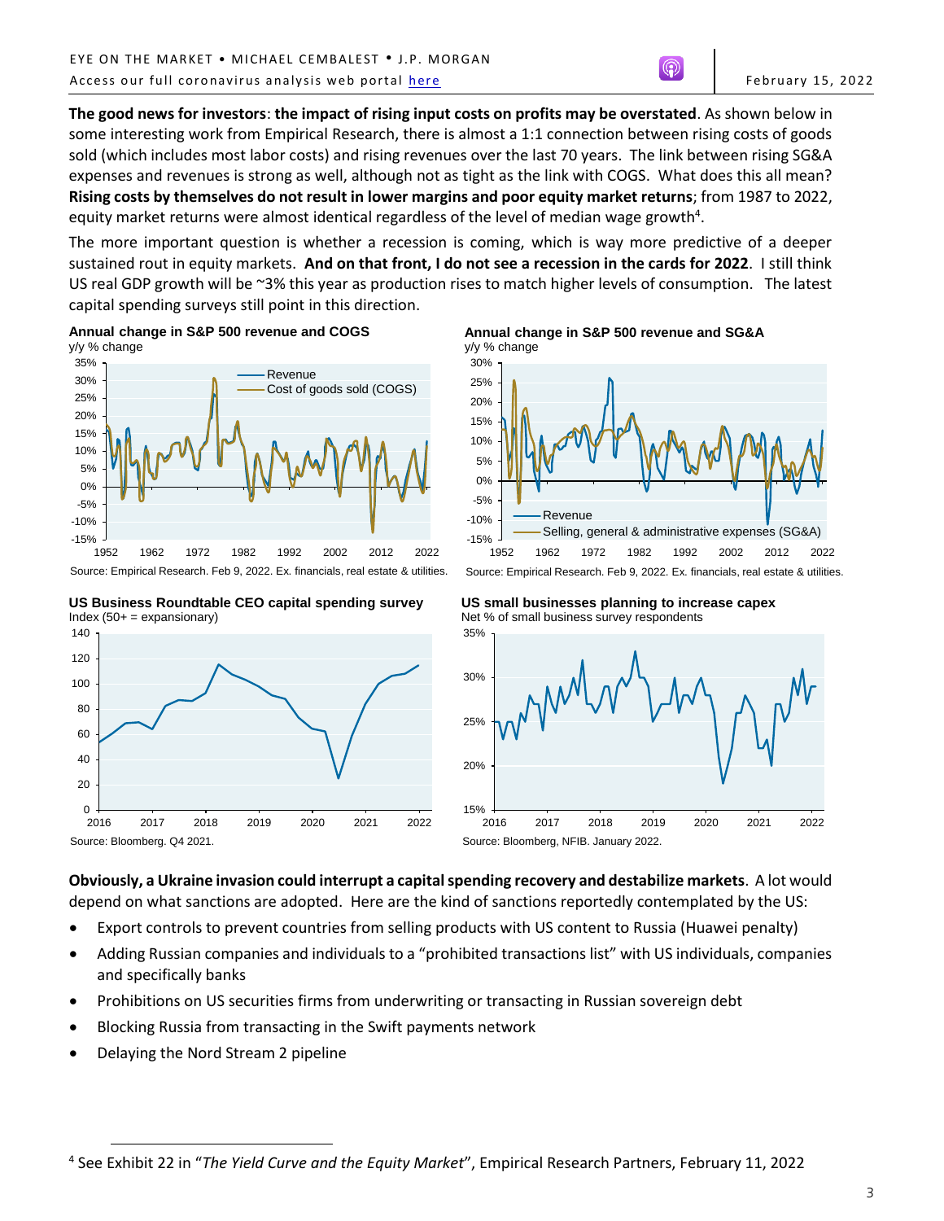**The good news for investors**: **the impact of rising input costs on profits may be overstated**. As shown below in some interesting work from Empirical Research, there is almost a 1:1 connection between rising costs of goods sold (which includes most labor costs) and rising revenues over the last 70 years. The link between rising SG&A expenses and revenues is strong as well, although not as tight as the link with COGS. What does this all mean? **Rising costs by themselves do not result in lower margins and poor equity market returns**; from 1987 to 2022, equity market returns were almost identical regardless of the level of median wage growth[4].

The more important question is whether a recession is coming, which is way more predictive of a deeper sustained rout in equity markets. **And on that front, I do not see a recession in the cards for 2022**. I still think US real GDP growth will be ~3% this year as production rises to match higher levels of consumption. The latest capital spending surveys still point in this direction.

**Annual change in S&P 500 revenue and COGS**
y/y % change

Source: Empirical Research. Feb 9, 2022. Ex. financials, real estate & utilities.

**Annual change in S&P 500 revenue and SG&A**
y/y % change

Source: Empirical Research. Feb 9, 2022. Ex. financials, real estate & utilities.

**US Business Roundtable CEO capital spending survey**
Index (50+ = expansionary)

Source: Bloomberg. Q4 2021.

**US small businesses planning to increase capex**
Net % of small business survey respondents

Source: Bloomberg, NFIB. January 2022.

**Obviously, a Ukraine invasion could interrupt a capital spending recovery and destabilize markets**. A lot would depend on what sanctions are adopted. Here are the kind of sanctions reportedly contemplated by the US:

- Export controls to prevent countries from selling products with US content to Russia (Huawei penalty)
- Adding Russian companies and individuals to a "prohibited transactions list" with US individuals, companies and specifically banks
- Prohibitions on US securities firms from underwriting or transacting in Russian sovereign debt
- Blocking Russia from transacting in the Swift payments network
- Delaying the Nord Stream 2 pipeline

[4] See Exhibit 22 in "*The Yield Curve and the Equity Market*", Empirical Research Partners, February 11, 2022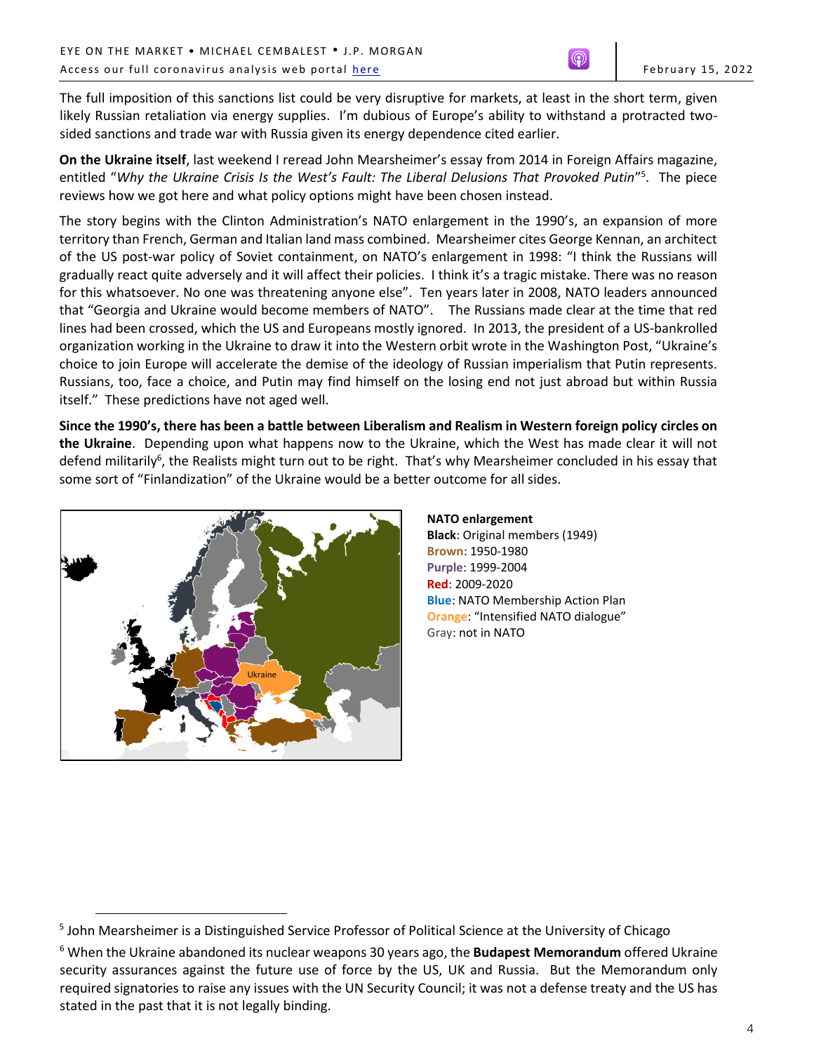The full imposition of this sanctions list could be very disruptive for markets, at least in the short term, given likely Russian retaliation via energy supplies. I'm dubious of Europe's ability to withstand a protracted two-sided sanctions and trade war with Russia given its energy dependence cited earlier.

**On the Ukraine itself**, last weekend I reread John Mearsheimer's essay from 2014 in Foreign Affairs magazine, entitled "*Why the Ukraine Crisis Is the West's Fault: The Liberal Delusions That Provoked Putin*"[5]. The piece reviews how we got here and what policy options might have been chosen instead.

The story begins with the Clinton Administration's NATO enlargement in the 1990's, an expansion of more territory than French, German and Italian land mass combined. Mearsheimer cites George Kennan, an architect of the US post-war policy of Soviet containment, on NATO's enlargement in 1998: "I think the Russians will gradually react quite adversely and it will affect their policies. I think it's a tragic mistake. There was no reason for this whatsoever. No one was threatening anyone else". Ten years later in 2008, NATO leaders announced that "Georgia and Ukraine would become members of NATO". The Russians made clear at the time that red lines had been crossed, which the US and Europeans mostly ignored. In 2013, the president of a US-bankrolled organization working in the Ukraine to draw it into the Western orbit wrote in the Washington Post, "Ukraine's choice to join Europe will accelerate the demise of the ideology of Russian imperialism that Putin represents. Russians, too, face a choice, and Putin may find himself on the losing end not just abroad but within Russia itself." These predictions have not aged well.

**Since the 1990's, there has been a battle between Liberalism and Realism in Western foreign policy circles on the Ukraine**. Depending upon what happens now to the Ukraine, which the West has made clear it will not defend militarily[6], the Realists might turn out to be right. That's why Mearsheimer concluded in his essay that some sort of "Finlandization" of the Ukraine would be a better outcome for all sides.

Ukraine

**NATO enlargement**
**Black**: Original members (1949)
**Brown**: 1950-1980
**Purple**: 1999-2004
**Red**: 2009-2020
**Blue**: NATO Membership Action Plan
**Orange**: "Intensified NATO dialogue"
Gray: not in NATO

---

[5] John Mearsheimer is a Distinguished Service Professor of Political Science at the University of Chicago

[6] When the Ukraine abandoned its nuclear weapons 30 years ago, the **Budapest Memorandum** offered Ukraine security assurances against the future use of force by the US, UK and Russia. But the Memorandum only required signatories to raise any issues with the UN Security Council; it was not a defense treaty and the US has stated in the past that it is not legally binding.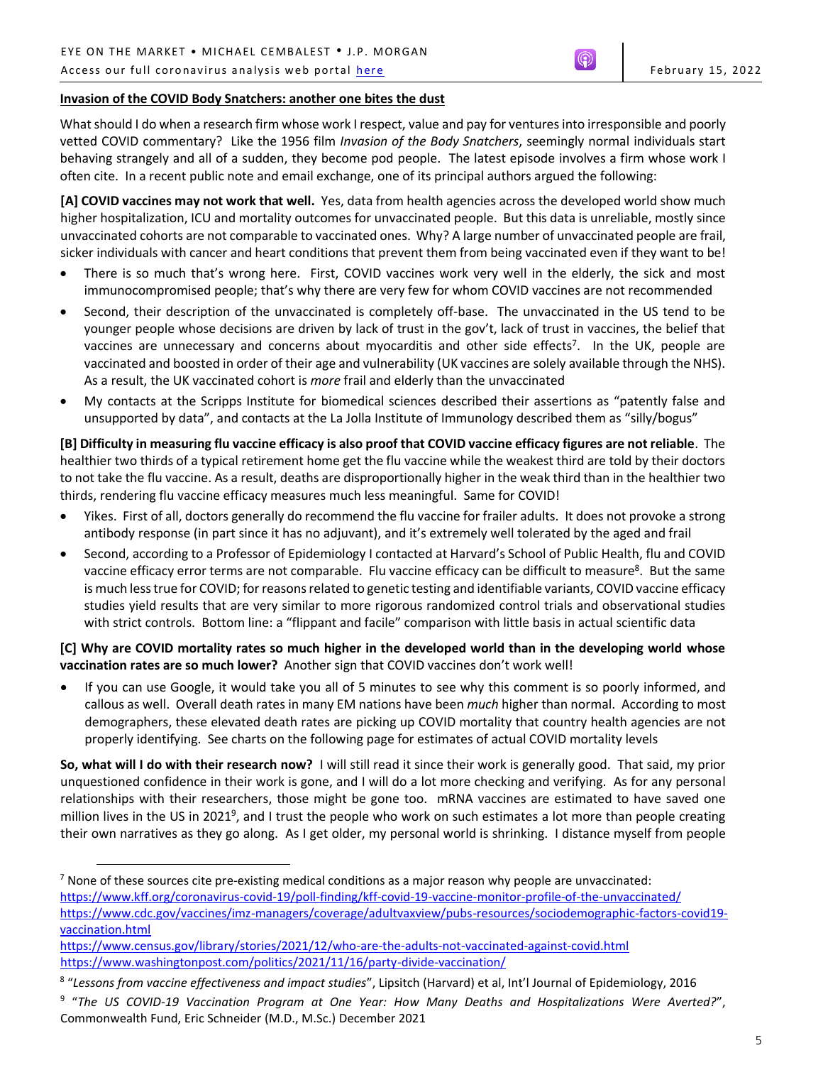**Invasion of the COVID Body Snatchers: another one bites the dust**

What should I do when a research firm whose work I respect, value and pay for ventures into irresponsible and poorly vetted COVID commentary? Like the 1956 film *Invasion of the Body Snatchers*, seemingly normal individuals start behaving strangely and all of a sudden, they become pod people. The latest episode involves a firm whose work I often cite. In a recent public note and email exchange, one of its principal authors argued the following:

**[A] COVID vaccines may not work that well.** Yes, data from health agencies across the developed world show much higher hospitalization, ICU and mortality outcomes for unvaccinated people. But this data is unreliable, mostly since unvaccinated cohorts are not comparable to vaccinated ones. Why? A large number of unvaccinated people are frail, sicker individuals with cancer and heart conditions that prevent them from being vaccinated even if they want to be!

- There is so much that's wrong here. First, COVID vaccines work very well in the elderly, the sick and most immunocompromised people; that's why there are very few for whom COVID vaccines are not recommended
- Second, their description of the unvaccinated is completely off-base. The unvaccinated in the US tend to be younger people whose decisions are driven by lack of trust in the gov't, lack of trust in vaccines, the belief that vaccines are unnecessary and concerns about myocarditis and other side effects[7]. In the UK, people are vaccinated and boosted in order of their age and vulnerability (UK vaccines are solely available through the NHS). As a result, the UK vaccinated cohort is *more* frail and elderly than the unvaccinated
- My contacts at the Scripps Institute for biomedical sciences described their assertions as "patently false and unsupported by data", and contacts at the La Jolla Institute of Immunology described them as "silly/bogus"

**[B] Difficulty in measuring flu vaccine efficacy is also proof that COVID vaccine efficacy figures are not reliable**. The healthier two thirds of a typical retirement home get the flu vaccine while the weakest third are told by their doctors to not take the flu vaccine. As a result, deaths are disproportionally higher in the weak third than in the healthier two thirds, rendering flu vaccine efficacy measures much less meaningful. Same for COVID!

- Yikes. First of all, doctors generally do recommend the flu vaccine for frailer adults. It does not provoke a strong antibody response (in part since it has no adjuvant), and it's extremely well tolerated by the aged and frail
- Second, according to a Professor of Epidemiology I contacted at Harvard's School of Public Health, flu and COVID vaccine efficacy error terms are not comparable. Flu vaccine efficacy can be difficult to measure[8]. But the same is much less true for COVID; for reasons related to genetic testing and identifiable variants, COVID vaccine efficacy studies yield results that are very similar to more rigorous randomized control trials and observational studies with strict controls. Bottom line: a "flippant and facile" comparison with little basis in actual scientific data

**[C] Why are COVID mortality rates so much higher in the developed world than in the developing world whose vaccination rates are so much lower?** Another sign that COVID vaccines don't work well!

- If you can use Google, it would take you all of 5 minutes to see why this comment is so poorly informed, and callous as well. Overall death rates in many EM nations have been *much* higher than normal. According to most demographers, these elevated death rates are picking up COVID mortality that country health agencies are not properly identifying. See charts on the following page for estimates of actual COVID mortality levels

**So, what will I do with their research now?** I will still read it since their work is generally good. That said, my prior unquestioned confidence in their work is gone, and I will do a lot more checking and verifying. As for any personal relationships with their researchers, those might be gone too. mRNA vaccines are estimated to have saved one million lives in the US in 2021[9], and I trust the people who work on such estimates a lot more than people creating their own narratives as they go along. As I get older, my personal world is shrinking. I distance myself from people

---

[7] None of these sources cite pre-existing medical conditions as a major reason why people are unvaccinated:
https://www.kff.org/coronavirus-covid-19/poll-finding/kff-covid-19-vaccine-monitor-profile-of-the-unvaccinated/
https://www.cdc.gov/vaccines/imz-managers/coverage/adultvaxview/pubs-resources/sociodemographic-factors-covid19-vaccination.html
https://www.census.gov/library/stories/2021/12/who-are-the-adults-not-vaccinated-against-covid.html
https://www.washingtonpost.com/politics/2021/11/16/party-divide-vaccination/

[8] "*Lessons from vaccine effectiveness and impact studies*", Lipsitch (Harvard) et al, Int'l Journal of Epidemiology, 2016

[9] "*The US COVID-19 Vaccination Program at One Year: How Many Deaths and Hospitalizations Were Averted?*", Commonwealth Fund, Eric Schneider (M.D., M.Sc.) December 2021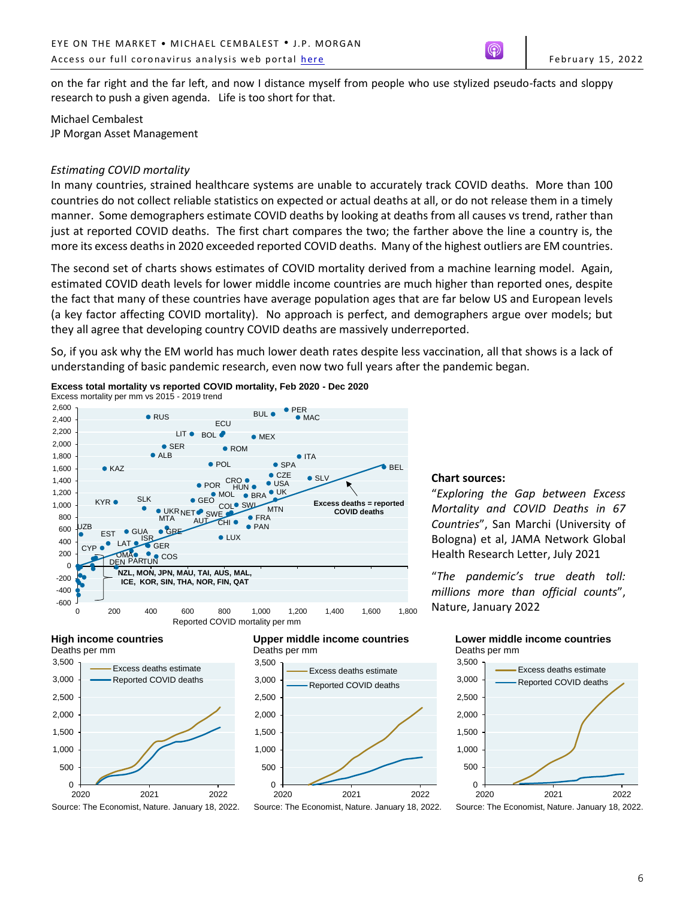on the far right and the far left, and now I distance myself from people who use stylized pseudo-facts and sloppy research to push a given agenda. Life is too short for that.

Michael Cembalest
JP Morgan Asset Management

*Estimating COVID mortality*

In many countries, strained healthcare systems are unable to accurately track COVID deaths. More than 100 countries do not collect reliable statistics on expected or actual deaths at all, or do not release them in a timely manner. Some demographers estimate COVID deaths by looking at deaths from all causes vs trend, rather than just at reported COVID deaths. The first chart compares the two; the farther above the line a country is, the more its excess deaths in 2020 exceeded reported COVID deaths. Many of the highest outliers are EM countries.

The second set of charts shows estimates of COVID mortality derived from a machine learning model. Again, estimated COVID death levels for lower middle income countries are much higher than reported ones, despite the fact that many of these countries have average population ages that are far below US and European levels (a key factor affecting COVID mortality). No approach is perfect, and demographers argue over models; but they all agree that developing country COVID deaths are massively underreported.

So, if you ask why the EM world has much lower death rates despite less vaccination, all that shows is a lack of understanding of basic pandemic research, even now two full years after the pandemic began.

**Excess total mortality vs reported COVID mortality, Feb 2020 - Dec 2020**
Excess mortality per mm vs 2015 - 2019 trend

Reported COVID mortality per mm

Excess deaths = reported COVID deaths

NZL, MON, JPN, MAU, TAI, AUS, MAL, ICE, KOR, SIN, THA, NOR, FIN, QAT

**Chart sources:**

"*Exploring the Gap between Excess Mortality and COVID Deaths in 67 Countries*", San Marchi (University of Bologna) et al, JAMA Network Global Health Research Letter, July 2021

"*The pandemic's true death toll: millions more than official counts*", Nature, January 2022

**High income countries**
Deaths per mm

Source: The Economist, Nature. January 18, 2022.

**Upper middle income countries**
Deaths per mm

Source: The Economist, Nature. January 18, 2022.

**Lower middle income countries**
Deaths per mm

Source: The Economist, Nature. January 18, 2022.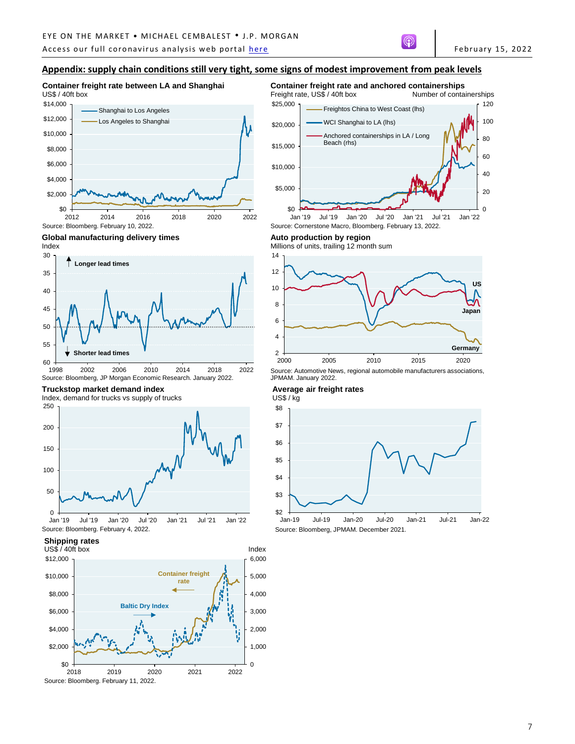## Appendix: supply chain conditions still very tight, some signs of modest improvement from peak levels

**Container freight rate between LA and Shanghai**
US$ / 40ft box

Source: Bloomberg. February 10, 2022.

**Container freight rate and anchored containerships**
Freight rate, US$ / 40ft box — Number of containerships

Source: Cornerstone Macro, Bloomberg. February 13, 2022.

**Global manufacturing delivery times**
Index

Source: Bloomberg, JP Morgan Economic Research. January 2022.

**Auto production by region**
Millions of units, trailing 12 month sum

Source: Automotive News, regional automobile manufacturers associations, JPMAM. January 2022.

**Truckstop market demand index**
Index, demand for trucks vs supply of trucks

Source: Bloomberg. February 4, 2022.

**Average air freight rates**
US$ / kg

Source: Bloomberg, JPMAM. December 2021.

**Shipping rates**
US$ / 40ft box — Index

Source: Bloomberg. February 11, 2022.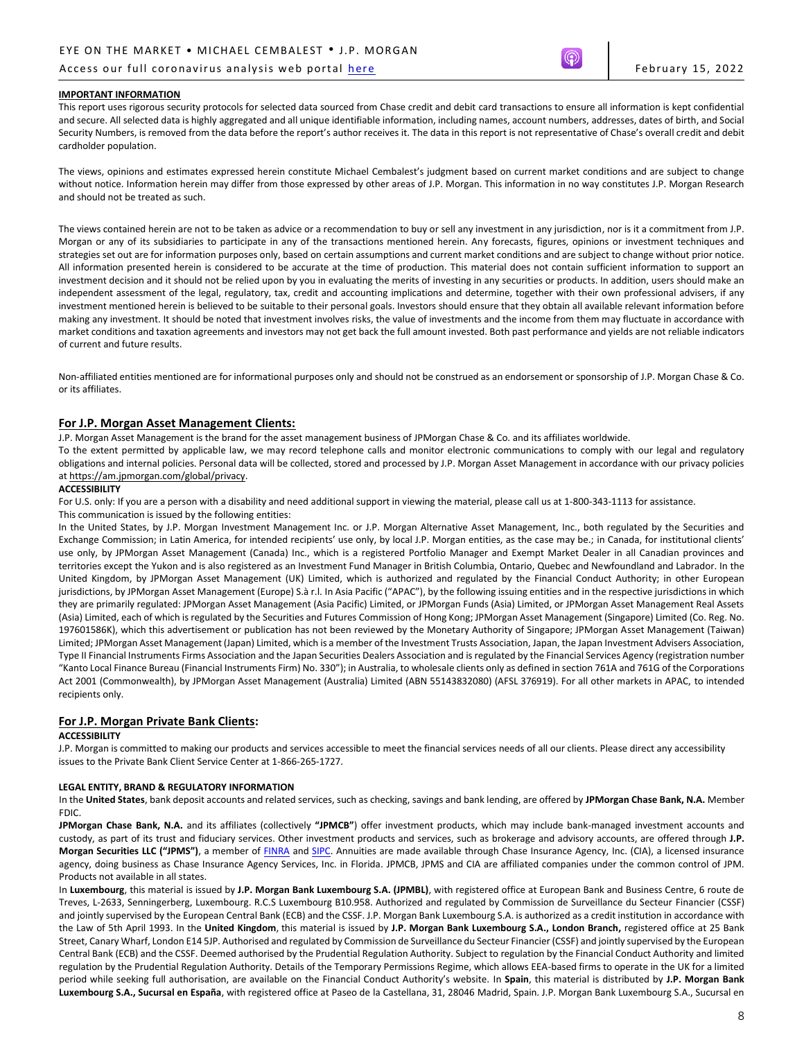**IMPORTANT INFORMATION**

This report uses rigorous security protocols for selected data sourced from Chase credit and debit card transactions to ensure all information is kept confidential and secure. All selected data is highly aggregated and all unique identifiable information, including names, account numbers, addresses, dates of birth, and Social Security Numbers, is removed from the data before the report's author receives it. The data in this report is not representative of Chase's overall credit and debit cardholder population.

The views, opinions and estimates expressed herein constitute Michael Cembalest's judgment based on current market conditions and are subject to change without notice. Information herein may differ from those expressed by other areas of J.P. Morgan. This information in no way constitutes J.P. Morgan Research and should not be treated as such.

The views contained herein are not to be taken as advice or a recommendation to buy or sell any investment in any jurisdiction, nor is it a commitment from J.P. Morgan or any of its subsidiaries to participate in any of the transactions mentioned herein. Any forecasts, figures, opinions or investment techniques and strategies set out are for information purposes only, based on certain assumptions and current market conditions and are subject to change without prior notice. All information presented herein is considered to be accurate at the time of production. This material does not contain sufficient information to support an investment decision and it should not be relied upon by you in evaluating the merits of investing in any securities or products. In addition, users should make an independent assessment of the legal, regulatory, tax, credit and accounting implications and determine, together with their own professional advisers, if any investment mentioned herein is believed to be suitable to their personal goals. Investors should ensure that they obtain all available relevant information before making any investment. It should be noted that investment involves risks, the value of investments and the income from them may fluctuate in accordance with market conditions and taxation agreements and investors may not get back the full amount invested. Both past performance and yields are not reliable indicators of current and future results.

Non-affiliated entities mentioned are for informational purposes only and should not be construed as an endorsement or sponsorship of J.P. Morgan Chase & Co. or its affiliates.

## For J.P. Morgan Asset Management Clients:

J.P. Morgan Asset Management is the brand for the asset management business of JPMorgan Chase & Co. and its affiliates worldwide.

To the extent permitted by applicable law, we may record telephone calls and monitor electronic communications to comply with our legal and regulatory obligations and internal policies. Personal data will be collected, stored and processed by J.P. Morgan Asset Management in accordance with our privacy policies at https://am.jpmorgan.com/global/privacy.

**ACCESSIBILITY**

For U.S. only: If you are a person with a disability and need additional support in viewing the material, please call us at 1-800-343-1113 for assistance.

This communication is issued by the following entities:

In the United States, by J.P. Morgan Investment Management Inc. or J.P. Morgan Alternative Asset Management, Inc., both regulated by the Securities and Exchange Commission; in Latin America, for intended recipients' use only, by local J.P. Morgan entities, as the case may be.; in Canada, for institutional clients' use only, by JPMorgan Asset Management (Canada) Inc., which is a registered Portfolio Manager and Exempt Market Dealer in all Canadian provinces and territories except the Yukon and is also registered as an Investment Fund Manager in British Columbia, Ontario, Quebec and Newfoundland and Labrador. In the United Kingdom, by JPMorgan Asset Management (UK) Limited, which is authorized and regulated by the Financial Conduct Authority; in other European jurisdictions, by JPMorgan Asset Management (Europe) S.à r.l. In Asia Pacific ("APAC"), by the following issuing entities and in the respective jurisdictions in which they are primarily regulated: JPMorgan Asset Management (Asia Pacific) Limited, or JPMorgan Funds (Asia) Limited, or JPMorgan Asset Management Real Assets (Asia) Limited, each of which is regulated by the Securities and Futures Commission of Hong Kong; JPMorgan Asset Management (Singapore) Limited (Co. Reg. No. 197601586K), which this advertisement or publication has not been reviewed by the Monetary Authority of Singapore; JPMorgan Asset Management (Taiwan) Limited; JPMorgan Asset Management (Japan) Limited, which is a member of the Investment Trusts Association, Japan, the Japan Investment Advisers Association, Type II Financial Instruments Firms Association and the Japan Securities Dealers Association and is regulated by the Financial Services Agency (registration number "Kanto Local Finance Bureau (Financial Instruments Firm) No. 330"); in Australia, to wholesale clients only as defined in section 761A and 761G of the Corporations Act 2001 (Commonwealth), by JPMorgan Asset Management (Australia) Limited (ABN 55143832080) (AFSL 376919). For all other markets in APAC, to intended recipients only.

## For J.P. Morgan Private Bank Clients:

**ACCESSIBILITY**

J.P. Morgan is committed to making our products and services accessible to meet the financial services needs of all our clients. Please direct any accessibility issues to the Private Bank Client Service Center at 1-866-265-1727.

**LEGAL ENTITY, BRAND & REGULATORY INFORMATION**

In the **United States**, bank deposit accounts and related services, such as checking, savings and bank lending, are offered by **JPMorgan Chase Bank, N.A.** Member FDIC.

**JPMorgan Chase Bank, N.A.** and its affiliates (collectively **"JPMCB"**) offer investment products, which may include bank-managed investment accounts and custody, as part of its trust and fiduciary services. Other investment products and services, such as brokerage and advisory accounts, are offered through **J.P. Morgan Securities LLC ("JPMS")**, a member of FINRA and SIPC. Annuities are made available through Chase Insurance Agency, Inc. (CIA), a licensed insurance agency, doing business as Chase Insurance Agency Services, Inc. in Florida. JPMCB, JPMS and CIA are affiliated companies under the common control of JPM. Products not available in all states.

In **Luxembourg**, this material is issued by **J.P. Morgan Bank Luxembourg S.A. (JPMBL)**, with registered office at European Bank and Business Centre, 6 route de Treves, L-2633, Senningerberg, Luxembourg. R.C.S Luxembourg B10.958. Authorized and regulated by Commission de Surveillance du Secteur Financier (CSSF) and jointly supervised by the European Central Bank (ECB) and the CSSF. J.P. Morgan Bank Luxembourg S.A. is authorized as a credit institution in accordance with the Law of 5th April 1993. In the **United Kingdom**, this material is issued by **J.P. Morgan Bank Luxembourg S.A., London Branch,** registered office at 25 Bank Street, Canary Wharf, London E14 5JP. Authorised and regulated by Commission de Surveillance du Secteur Financier (CSSF) and jointly supervised by the European Central Bank (ECB) and the CSSF. Deemed authorised by the Prudential Regulation Authority. Subject to regulation by the Financial Conduct Authority and limited regulation by the Prudential Regulation Authority. Details of the Temporary Permissions Regime, which allows EEA-based firms to operate in the UK for a limited period while seeking full authorisation, are available on the Financial Conduct Authority's website. In **Spain**, this material is distributed by **J.P. Morgan Bank Luxembourg S.A., Sucursal en España**, with registered office at Paseo de la Castellana, 31, 28046 Madrid, Spain. J.P. Morgan Bank Luxembourg S.A., Sucursal en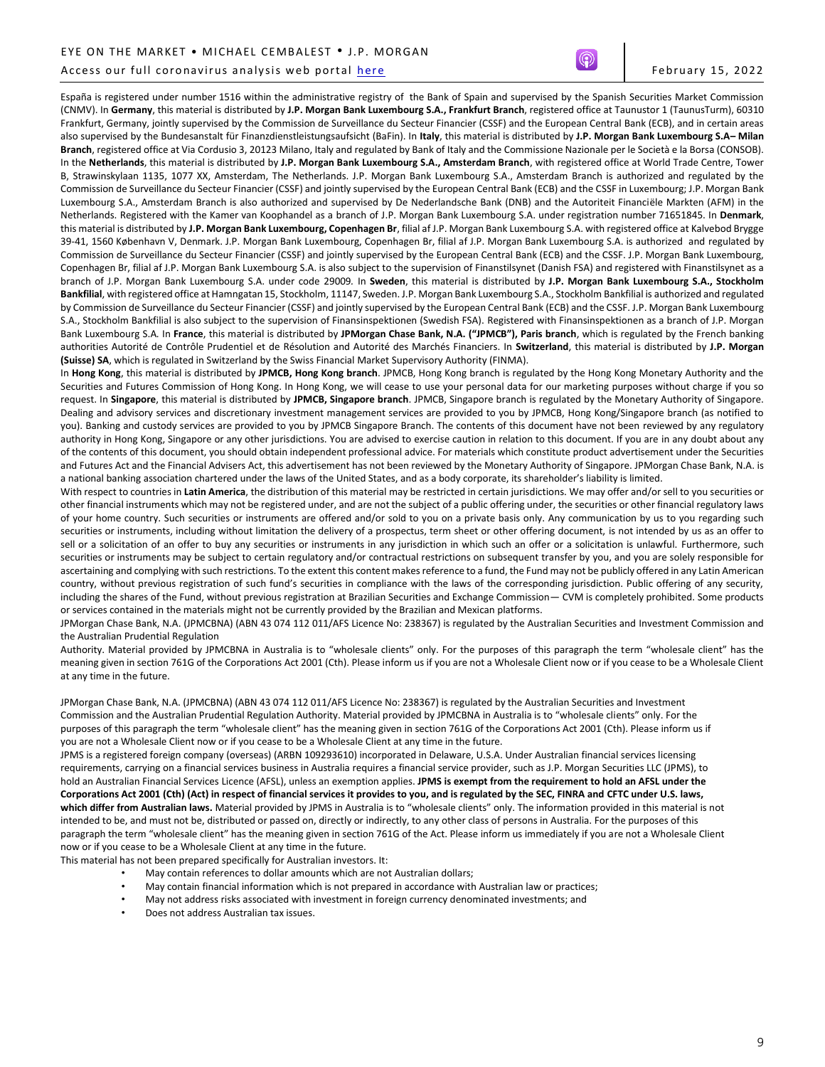España is registered under number 1516 within the administrative registry of the Bank of Spain and supervised by the Spanish Securities Market Commission (CNMV). In **Germany**, this material is distributed by **J.P. Morgan Bank Luxembourg S.A., Frankfurt Branch**, registered office at Taunustor 1 (TaunusTurm), 60310 Frankfurt, Germany, jointly supervised by the Commission de Surveillance du Secteur Financier (CSSF) and the European Central Bank (ECB), and in certain areas also supervised by the Bundesanstalt für Finanzdienstleistungsaufsicht (BaFin). In **Italy**, this material is distributed by **J.P. Morgan Bank Luxembourg S.A– Milan Branch**, registered office at Via Cordusio 3, 20123 Milano, Italy and regulated by Bank of Italy and the Commissione Nazionale per le Società e la Borsa (CONSOB). In the **Netherlands**, this material is distributed by **J.P. Morgan Bank Luxembourg S.A., Amsterdam Branch**, with registered office at World Trade Centre, Tower B, Strawinskylaan 1135, 1077 XX, Amsterdam, The Netherlands. J.P. Morgan Bank Luxembourg S.A., Amsterdam Branch is authorized and regulated by the Commission de Surveillance du Secteur Financier (CSSF) and jointly supervised by the European Central Bank (ECB) and the CSSF in Luxembourg; J.P. Morgan Bank Luxembourg S.A., Amsterdam Branch is also authorized and supervised by De Nederlandsche Bank (DNB) and the Autoriteit Financiële Markten (AFM) in the Netherlands. Registered with the Kamer van Koophandel as a branch of J.P. Morgan Bank Luxembourg S.A. under registration number 71651845. In **Denmark**, this material is distributed by **J.P. Morgan Bank Luxembourg, Copenhagen Br**, filial af J.P. Morgan Bank Luxembourg S.A. with registered office at Kalvebod Brygge 39-41, 1560 København V, Denmark. J.P. Morgan Bank Luxembourg, Copenhagen Br, filial af J.P. Morgan Bank Luxembourg S.A. is authorized and regulated by Commission de Surveillance du Secteur Financier (CSSF) and jointly supervised by the European Central Bank (ECB) and the CSSF. J.P. Morgan Bank Luxembourg, Copenhagen Br, filial af J.P. Morgan Bank Luxembourg S.A. is also subject to the supervision of Finanstilsynet (Danish FSA) and registered with Finanstilsynet as a branch of J.P. Morgan Bank Luxembourg S.A. under code 29009. In **Sweden**, this material is distributed by **J.P. Morgan Bank Luxembourg S.A., Stockholm Bankfilial**, with registered office at Hamngatan 15, Stockholm, 11147, Sweden. J.P. Morgan Bank Luxembourg S.A., Stockholm Bankfilial is authorized and regulated by Commission de Surveillance du Secteur Financier (CSSF) and jointly supervised by the European Central Bank (ECB) and the CSSF. J.P. Morgan Bank Luxembourg S.A., Stockholm Bankfilial is also subject to the supervision of Finansinspektionen (Swedish FSA). Registered with Finansinspektionen as a branch of J.P. Morgan Bank Luxembourg S.A. In **France**, this material is distributed by **JPMorgan Chase Bank, N.A. ("JPMCB"), Paris branch**, which is regulated by the French banking authorities Autorité de Contrôle Prudentiel et de Résolution and Autorité des Marchés Financiers. In **Switzerland**, this material is distributed by **J.P. Morgan (Suisse) SA**, which is regulated in Switzerland by the Swiss Financial Market Supervisory Authority (FINMA).

In **Hong Kong**, this material is distributed by **JPMCB, Hong Kong branch**. JPMCB, Hong Kong branch is regulated by the Hong Kong Monetary Authority and the Securities and Futures Commission of Hong Kong. In Hong Kong, we will cease to use your personal data for our marketing purposes without charge if you so request. In **Singapore**, this material is distributed by **JPMCB, Singapore branch**. JPMCB, Singapore branch is regulated by the Monetary Authority of Singapore. Dealing and advisory services and discretionary investment management services are provided to you by JPMCB, Hong Kong/Singapore branch (as notified to you). Banking and custody services are provided to you by JPMCB Singapore Branch. The contents of this document have not been reviewed by any regulatory authority in Hong Kong, Singapore or any other jurisdictions. You are advised to exercise caution in relation to this document. If you are in any doubt about any of the contents of this document, you should obtain independent professional advice. For materials which constitute product advertisement under the Securities and Futures Act and the Financial Advisers Act, this advertisement has not been reviewed by the Monetary Authority of Singapore. JPMorgan Chase Bank, N.A. is a national banking association chartered under the laws of the United States, and as a body corporate, its shareholder's liability is limited.

With respect to countries in **Latin America**, the distribution of this material may be restricted in certain jurisdictions. We may offer and/or sell to you securities or other financial instruments which may not be registered under, and are not the subject of a public offering under, the securities or other financial regulatory laws of your home country. Such securities or instruments are offered and/or sold to you on a private basis only. Any communication by us to you regarding such securities or instruments, including without limitation the delivery of a prospectus, term sheet or other offering document, is not intended by us as an offer to sell or a solicitation of an offer to buy any securities or instruments in any jurisdiction in which such an offer or a solicitation is unlawful. Furthermore, such securities or instruments may be subject to certain regulatory and/or contractual restrictions on subsequent transfer by you, and you are solely responsible for ascertaining and complying with such restrictions. To the extent this content makes reference to a fund, the Fund may not be publicly offered in any Latin American country, without previous registration of such fund's securities in compliance with the laws of the corresponding jurisdiction. Public offering of any security, including the shares of the Fund, without previous registration at Brazilian Securities and Exchange Commission— CVM is completely prohibited. Some products or services contained in the materials might not be currently provided by the Brazilian and Mexican platforms.

JPMorgan Chase Bank, N.A. (JPMCBNA) (ABN 43 074 112 011/AFS Licence No: 238367) is regulated by the Australian Securities and Investment Commission and the Australian Prudential Regulation

Authority. Material provided by JPMCBNA in Australia is to "wholesale clients" only. For the purposes of this paragraph the term "wholesale client" has the meaning given in section 761G of the Corporations Act 2001 (Cth). Please inform us if you are not a Wholesale Client now or if you cease to be a Wholesale Client at any time in the future.

JPMorgan Chase Bank, N.A. (JPMCBNA) (ABN 43 074 112 011/AFS Licence No: 238367) is regulated by the Australian Securities and Investment Commission and the Australian Prudential Regulation Authority. Material provided by JPMCBNA in Australia is to "wholesale clients" only. For the purposes of this paragraph the term "wholesale client" has the meaning given in section 761G of the Corporations Act 2001 (Cth). Please inform us if you are not a Wholesale Client now or if you cease to be a Wholesale Client at any time in the future.

JPMS is a registered foreign company (overseas) (ARBN 109293610) incorporated in Delaware, U.S.A. Under Australian financial services licensing requirements, carrying on a financial services business in Australia requires a financial service provider, such as J.P. Morgan Securities LLC (JPMS), to hold an Australian Financial Services Licence (AFSL), unless an exemption applies. **JPMS is exempt from the requirement to hold an AFSL under the Corporations Act 2001 (Cth) (Act) in respect of financial services it provides to you, and is regulated by the SEC, FINRA and CFTC under U.S. laws, which differ from Australian laws.** Material provided by JPMS in Australia is to "wholesale clients" only. The information provided in this material is not intended to be, and must not be, distributed or passed on, directly or indirectly, to any other class of persons in Australia. For the purposes of this paragraph the term "wholesale client" has the meaning given in section 761G of the Act. Please inform us immediately if you are not a Wholesale Client now or if you cease to be a Wholesale Client at any time in the future.

This material has not been prepared specifically for Australian investors. It:

- May contain references to dollar amounts which are not Australian dollars;
- May contain financial information which is not prepared in accordance with Australian law or practices;
- May not address risks associated with investment in foreign currency denominated investments; and
- Does not address Australian tax issues.